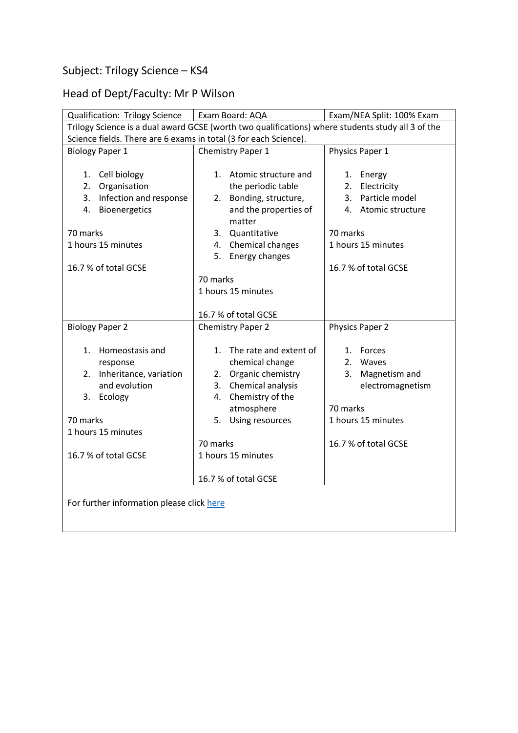Subject: Trilogy Science – KS4

Head of Dept/Faculty: Mr P Wilson

| Qualification: Trilogy Science | Exam Board: AQA | Exam/NEA Split: 100% Exam |
| --- | --- | --- |
| Trilogy Science is a dual award GCSE (worth two qualifications) where students study all 3 of the Science fields. There are 6 exams in total (3 for each Science). | | |
| Biology Paper 1<br><br>1. Cell biology<br>2. Organisation<br>3. Infection and response<br>4. Bioenergetics<br><br>70 marks<br>1 hours 15 minutes<br><br>16.7 % of total GCSE | Chemistry Paper 1<br><br>1. Atomic structure and the periodic table<br>2. Bonding, structure, and the properties of matter<br>3. Quantitative<br>4. Chemical changes<br>5. Energy changes<br><br>70 marks<br>1 hours 15 minutes<br><br>16.7 % of total GCSE | Physics Paper 1<br><br>1. Energy<br>2. Electricity<br>3. Particle model<br>4. Atomic structure<br><br>70 marks<br>1 hours 15 minutes<br><br>16.7 % of total GCSE |
| Biology Paper 2<br><br>1. Homeostasis and response<br>2. Inheritance, variation and evolution<br>3. Ecology<br><br>70 marks<br>1 hours 15 minutes<br><br>16.7 % of total GCSE | Chemistry Paper 2<br><br>1. The rate and extent of chemical change<br>2. Organic chemistry<br>3. Chemical analysis<br>4. Chemistry of the atmosphere<br>5. Using resources<br><br>70 marks<br>1 hours 15 minutes<br><br>16.7 % of total GCSE | Physics Paper 2<br><br>1. Forces<br>2. Waves<br>3. Magnetism and electromagnetism<br><br>70 marks<br>1 hours 15 minutes<br><br>16.7 % of total GCSE |
| For further information please click here | | |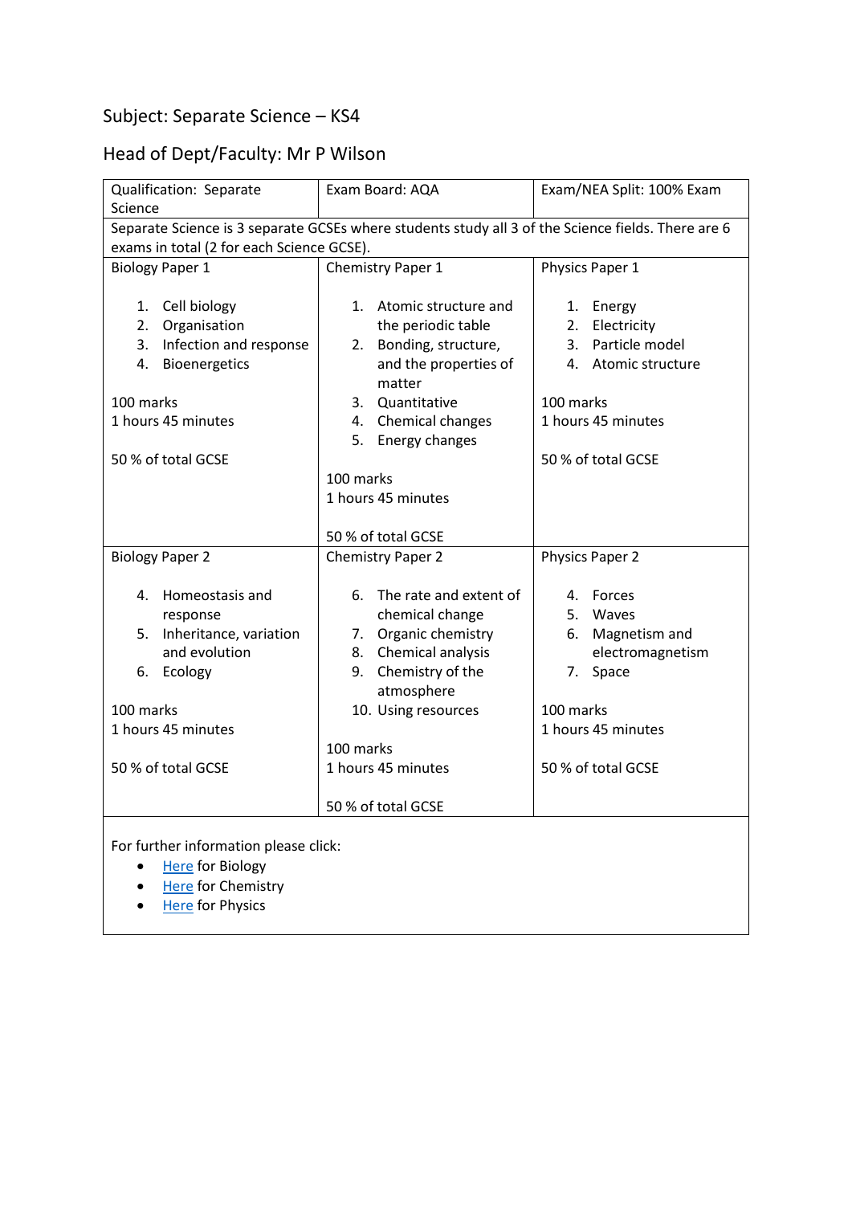Subject: Separate Science – KS4

Head of Dept/Faculty: Mr P Wilson

| | | |
|---|---|---|
| Qualification: Separate Science | Exam Board: AQA | Exam/NEA Split: 100% Exam |
| Separate Science is 3 separate GCSEs where students study all 3 of the Science fields. There are 6 exams in total (2 for each Science GCSE). | | |
| Biology Paper 1<br><br>1. Cell biology<br>2. Organisation<br>3. Infection and response<br>4. Bioenergetics<br><br>100 marks<br>1 hours 45 minutes<br><br>50 % of total GCSE | Chemistry Paper 1<br><br>1. Atomic structure and the periodic table<br>2. Bonding, structure, and the properties of matter<br>3. Quantitative<br>4. Chemical changes<br>5. Energy changes<br><br>100 marks<br>1 hours 45 minutes<br><br>50 % of total GCSE | Physics Paper 1<br><br>1. Energy<br>2. Electricity<br>3. Particle model<br>4. Atomic structure<br><br>100 marks<br>1 hours 45 minutes<br><br>50 % of total GCSE |
| Biology Paper 2<br><br>4. Homeostasis and response<br>5. Inheritance, variation and evolution<br>6. Ecology<br><br>100 marks<br>1 hours 45 minutes<br><br>50 % of total GCSE | Chemistry Paper 2<br><br>6. The rate and extent of chemical change<br>7. Organic chemistry<br>8. Chemical analysis<br>9. Chemistry of the atmosphere<br>10. Using resources<br><br>100 marks<br>1 hours 45 minutes<br><br>50 % of total GCSE | Physics Paper 2<br><br>4. Forces<br>5. Waves<br>6. Magnetism and electromagnetism<br>7. Space<br><br>100 marks<br>1 hours 45 minutes<br><br>50 % of total GCSE |
| For further information please click:<br>• Here for Biology<br>• Here for Chemistry<br>• Here for Physics | | |